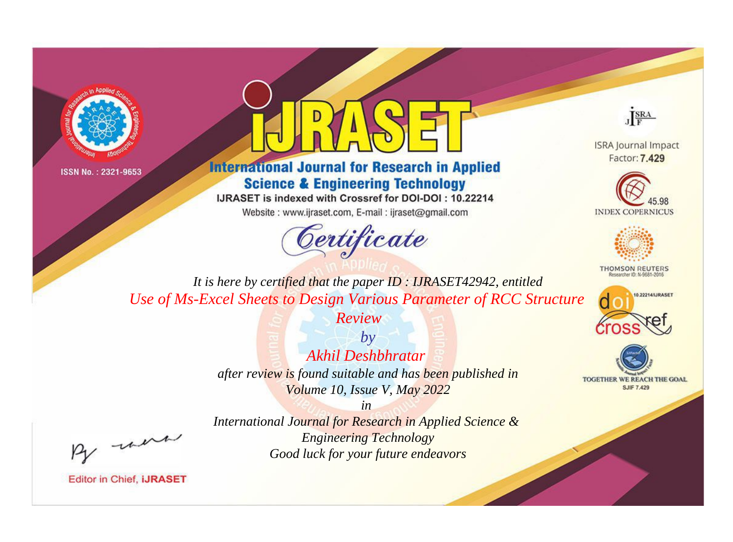ISSN No. : 2321-9653

# iJRASET

## International Journal for Research in Applied Science & Engineering Technology

IJRASET is indexed with Crossref for DOI-DOI : 10.22214

Website : www.ijraset.com, E-mail : ijraset@gmail.com

ISRA Journal Impact Factor: **7.429**

45.98 INDEX COPERNICUS

THOMSON REUTERS Researcher ID: N-9681-2016

10.22214/IJRASET

TOGETHER WE REACH THE GOAL SJIF 7.429

# *Certificate*

*It is here by certified that the paper ID : IJRASET42942, entitled*

*Use of Ms-Excel Sheets to Design Various Parameter of RCC Structure Review*

*by*

*Akhil Deshbhratar*

*after review is found suitable and has been published in*

*Volume 10, Issue V, May 2022*

*in*

*International Journal for Research in Applied Science & Engineering Technology*

*Good luck for your future endeavors*

Editor in Chief, **iJRASET**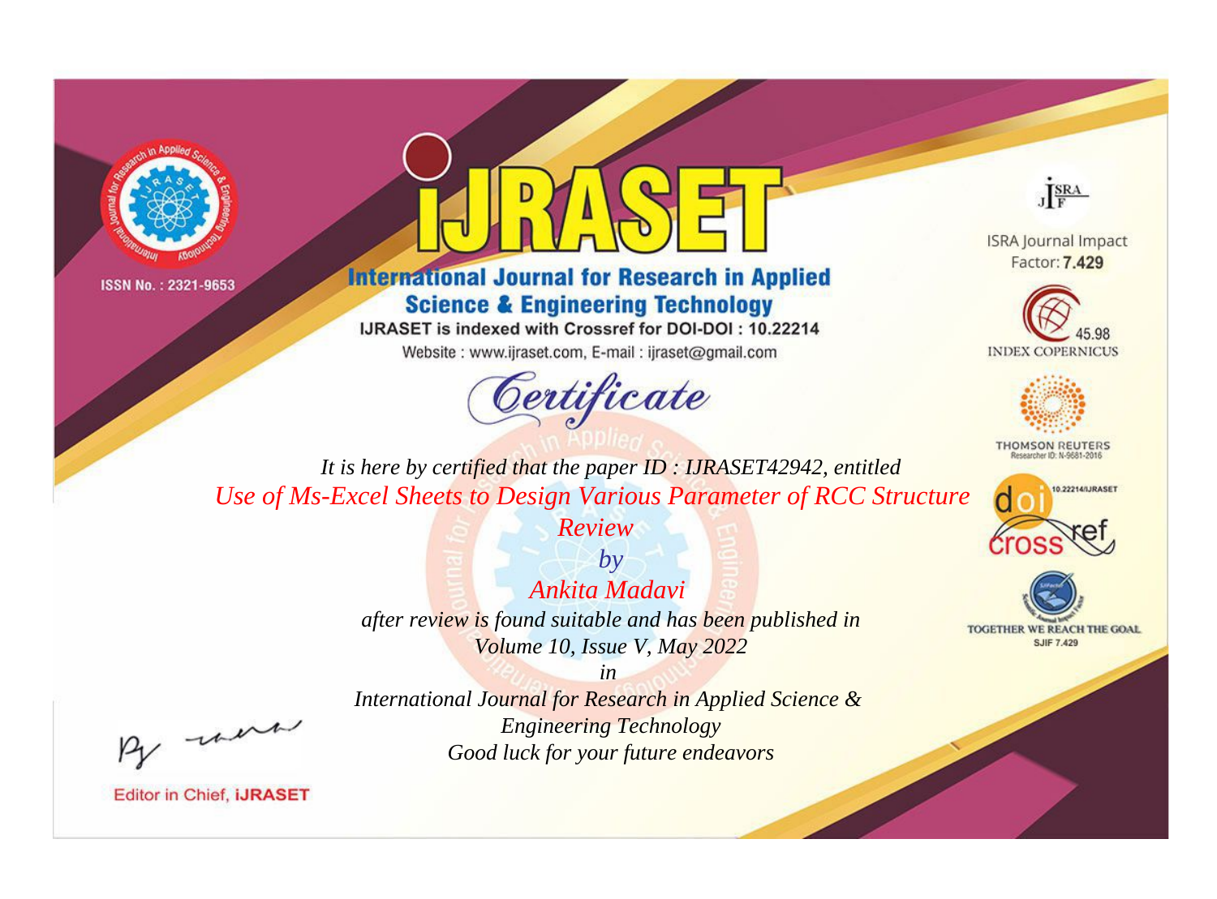ISSN No. : 2321-9653

# International Journal for Research in Applied Science & Engineering Technology

IJRASET is indexed with Crossref for DOI-DOI : 10.22214

Website : www.ijraset.com, E-mail : ijraset@gmail.com

## Certificate

*It is here by certified that the paper ID : IJRASET42942, entitled*

*Use of Ms-Excel Sheets to Design Various Parameter of RCC Structure Review*

*by*

*Ankita Madavi*

*after review is found suitable and has been published in*

*Volume 10, Issue V, May 2022*

*in*

*International Journal for Research in Applied Science & Engineering Technology*

*Good luck for your future endeavors*

ISRA Journal Impact Factor: **7.429**

45.98 INDEX COPERNICUS

THOMSON REUTERS Researcher ID: N-9681-2016

10.22214/IJRASET

TOGETHER WE REACH THE GOAL SJIF 7.429

Editor in Chief, iJRASET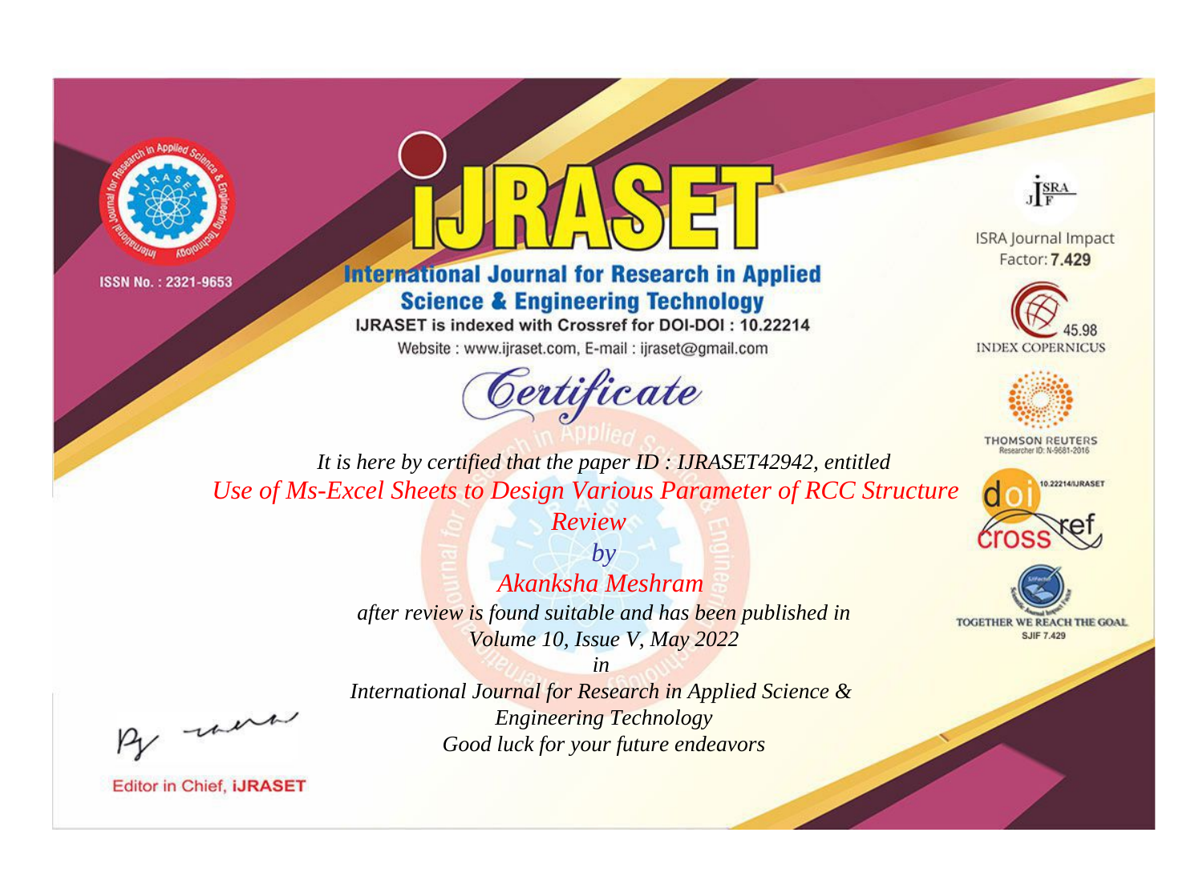ISSN No. : 2321-9653

# iJRASET

## International Journal for Research in Applied Science & Engineering Technology

IJRASET is indexed with Crossref for DOI-DOI : 10.22214

Website : www.ijraset.com, E-mail : ijraset@gmail.com

ISRA Journal Impact Factor: **7.429**

45.98 INDEX COPERNICUS

THOMSON REUTERS Researcher ID: N-9681-2016

10.22214/IJRASET

TOGETHER WE REACH THE GOAL SJIF 7.429

# *Certificate*

*It is here by certified that the paper ID : IJRASET42942, entitled*

*Use of Ms-Excel Sheets to Design Various Parameter of RCC Structure Review*

*by*

*Akanksha Meshram*

*after review is found suitable and has been published in*

*Volume 10, Issue V, May 2022*

*in*

*International Journal for Research in Applied Science & Engineering Technology*

*Good luck for your future endeavors*

Editor in Chief, **iJRASET**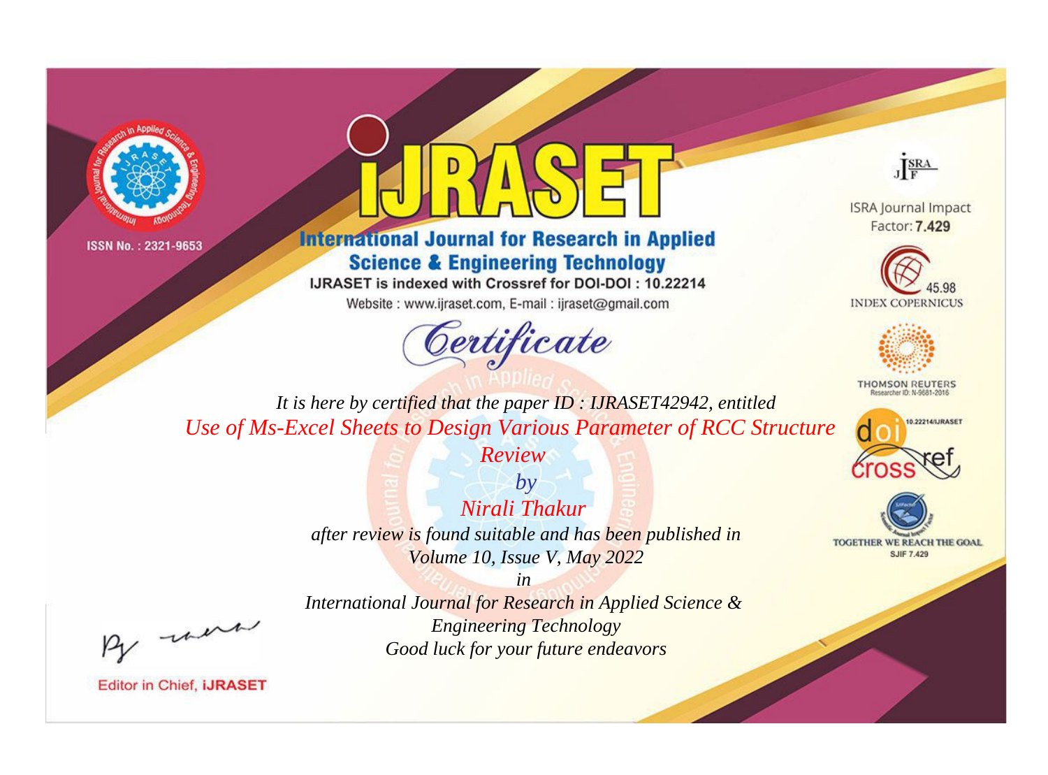ISSN No. : 2321-9653

# IJRASET

## International Journal for Research in Applied Science & Engineering Technology

IJRASET is indexed with Crossref for DOI-DOI : 10.22214

Website : www.ijraset.com, E-mail : ijraset@gmail.com

ISRA Journal Impact Factor: **7.429**

45.98 INDEX COPERNICUS

THOMSON REUTERS Researcher ID: N-9681-2016

10.22214/IJRASET

TOGETHER WE REACH THE GOAL SJIF 7.429

# *Certificate*

*It is here by certified that the paper ID : IJRASET42942, entitled*

*Use of Ms-Excel Sheets to Design Various Parameter of RCC Structure Review*

*by*

*Nirali Thakur*

*after review is found suitable and has been published in*

*Volume 10, Issue V, May 2022*

*in*

*International Journal for Research in Applied Science & Engineering Technology*

*Good luck for your future endeavors*

Editor in Chief, **iJRASET**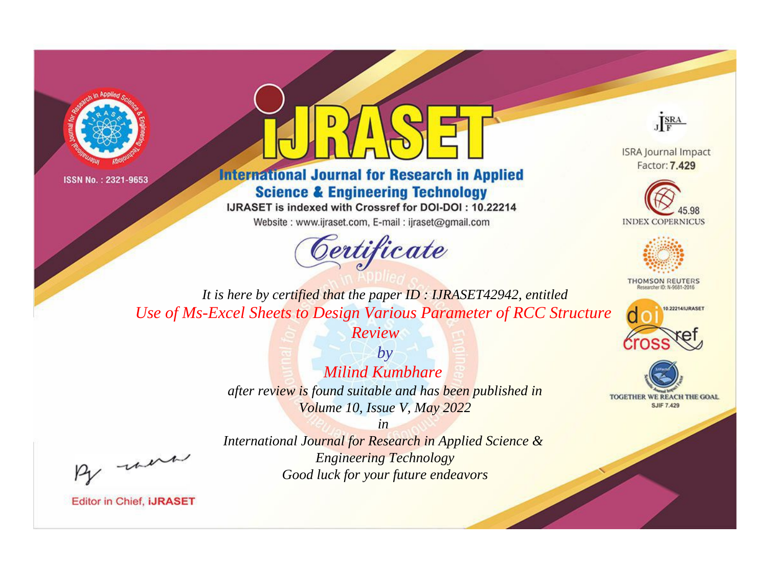ISSN No. : 2321-9653

# International Journal for Research in Applied Science & Engineering Technology

IJRASET is indexed with Crossref for DOI-DOI : 10.22214

Website : www.ijraset.com, E-mail : ijraset@gmail.com

## Certificate

ISRA Journal Impact Factor: **7.429**

45.98 INDEX COPERNICUS

THOMSON REUTERS Researcher ID: N-9681-2016

10.22214/IJRASET

TOGETHER WE REACH THE GOAL SJIF 7.429

*It is here by certified that the paper ID : IJRASET42942, entitled*

*Use of Ms-Excel Sheets to Design Various Parameter of RCC Structure Review*

*by*

*Milind Kumbhare*

*after review is found suitable and has been published in*

*Volume 10, Issue V, May 2022*

*in*

*International Journal for Research in Applied Science & Engineering Technology*

*Good luck for your future endeavors*

Editor in Chief, **iJRASET**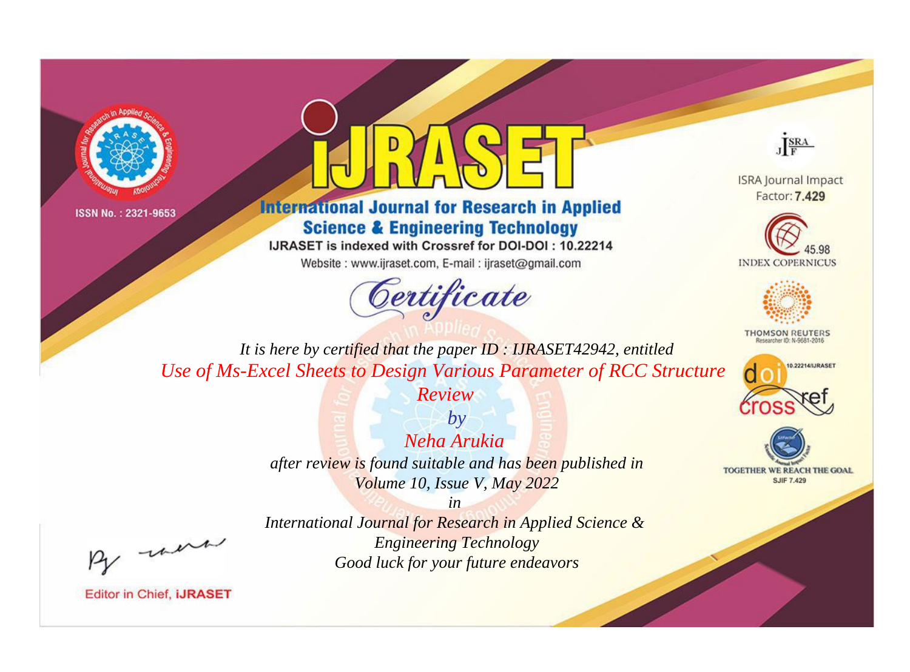ISSN No. : 2321-9653

# International Journal for Research in Applied Science & Engineering Technology

IJRASET is indexed with Crossref for DOI-DOI : 10.22214

Website : www.ijraset.com, E-mail : ijraset@gmail.com

## *Certificate*

*It is here by certified that the paper ID : IJRASET42942, entitled*

*Use of Ms-Excel Sheets to Design Various Parameter of RCC Structure Review*

*by*

*Neha Arukia*

*after review is found suitable and has been published in*

*Volume 10, Issue V, May 2022*

*in*

*International Journal for Research in Applied Science & Engineering Technology*

*Good luck for your future endeavors*

Editor in Chief, iJRASET

ISRA Journal Impact Factor: **7.429**

45.98 INDEX COPERNICUS

THOMSON REUTERS Researcher ID: N-9681-2016

10.22214/IJRASET

TOGETHER WE REACH THE GOAL SJIF 7.429